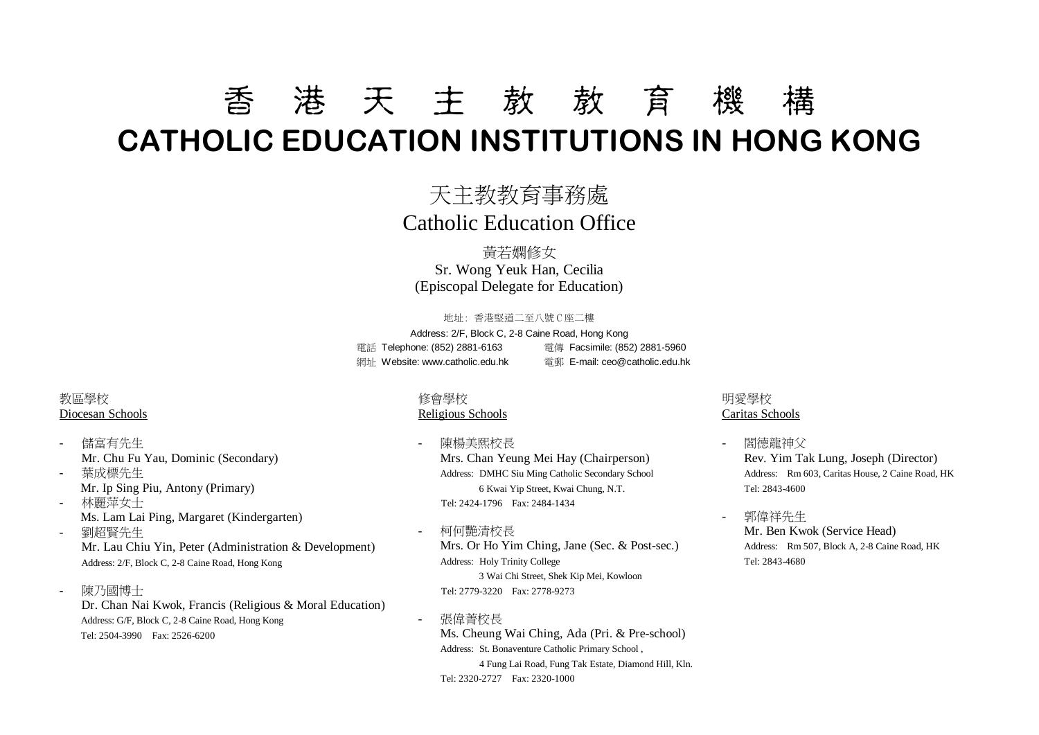# 香 港 天 主 教 教 育 機 構

# CATHOLIC EDUCATION INSTITUTIONS IN HONG KONG

## 天主教教育事務處
## Catholic Education Office

黃若嫻修女
Sr. Wong Yeuk Han, Cecilia
(Episcopal Delegate for Education)

地址：香港堅道二至八號Ｃ座二樓
Address: 2/F, Block C, 2-8 Caine Road, Hong Kong
電話 Telephone: (852) 2881-6163 電傳 Facsimile: (852) 2881-5960
網址 Website: www.catholic.edu.hk 電郵 E-mail: ceo@catholic.edu.hk

### 教區學校
### Diocesan Schools

- 儲富有先生
  Mr. Chu Fu Yau, Dominic (Secondary)
- 葉成標先生
  Mr. Ip Sing Piu, Antony (Primary)
- 林麗萍女士
  Ms. Lam Lai Ping, Margaret (Kindergarten)
- 劉超賢先生
  Mr. Lau Chiu Yin, Peter (Administration & Development)
  Address: 2/F, Block C, 2-8 Caine Road, Hong Kong

- 陳乃國博士
  Dr. Chan Nai Kwok, Francis (Religious & Moral Education)
  Address: G/F, Block C, 2-8 Caine Road, Hong Kong
  Tel: 2504-3990 Fax: 2526-6200

### 修會學校
### Religious Schools

- 陳楊美熙校長
  Mrs. Chan Yeung Mei Hay (Chairperson)
  Address: DMHC Siu Ming Catholic Secondary School
  6 Kwai Yip Street, Kwai Chung, N.T.
  Tel: 2424-1796 Fax: 2484-1434

- 柯何艷清校長
  Mrs. Or Ho Yim Ching, Jane (Sec. & Post-sec.)
  Address: Holy Trinity College
  3 Wai Chi Street, Shek Kip Mei, Kowloon
  Tel: 2779-3220 Fax: 2778-9273

- 張偉菁校長
  Ms. Cheung Wai Ching, Ada (Pri. & Pre-school)
  Address: St. Bonaventure Catholic Primary School ,
  4 Fung Lai Road, Fung Tak Estate, Diamond Hill, Kln.
  Tel: 2320-2727 Fax: 2320-1000

### 明愛學校
### Caritas Schools

- 閻德龍神父
  Rev. Yim Tak Lung, Joseph (Director)
  Address: Rm 603, Caritas House, 2 Caine Road, HK
  Tel: 2843-4600

- 郭偉祥先生
  Mr. Ben Kwok (Service Head)
  Address: Rm 507, Block A, 2-8 Caine Road, HK
  Tel: 2843-4680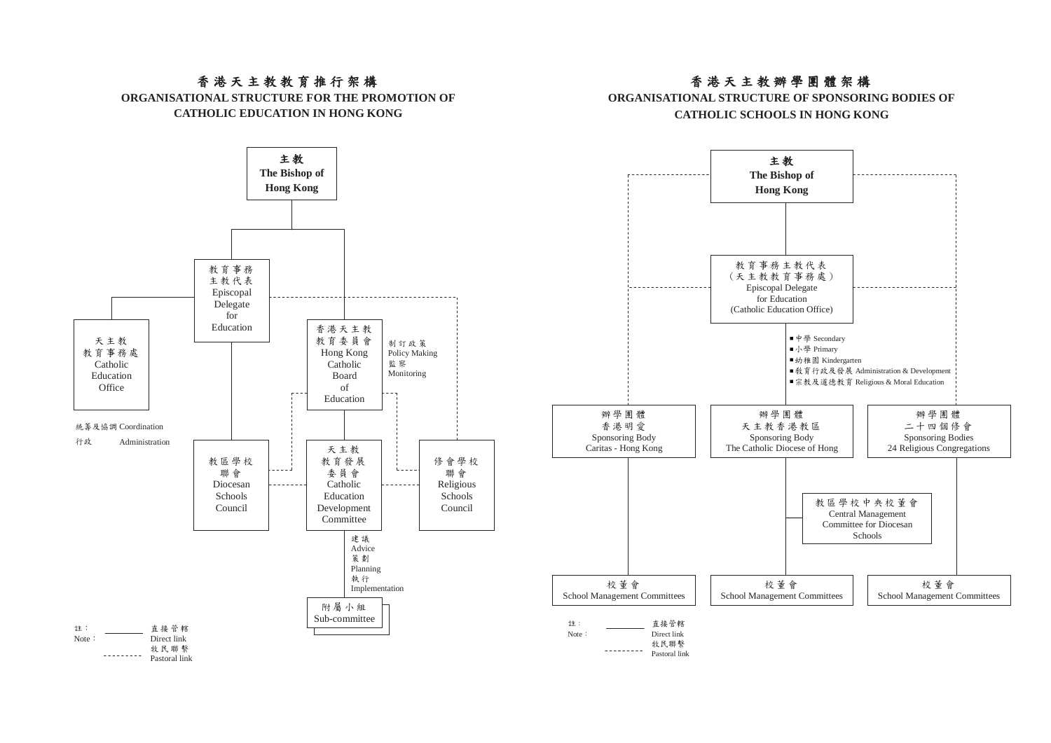# 香港天主教教育推行架構

## ORGANISATIONAL STRUCTURE FOR THE PROMOTION OF CATHOLIC EDUCATION IN HONG KONG

- **主教 The Bishop of Hong Kong**
  - 教育事務主教代表 Episcopal Delegate for Education
    - 天主教教育事務處 Catholic Education Office
      - 統籌及協調 Coordination
      - 行政 Administration
    - 教區學校聯會 Diocesan Schools Council
  - 香港天主教教育委員會 Hong Kong Catholic Board of Education
    - 制訂政策 Policy Making
    - 監察 Monitoring
    - 天主教教育發展委員會 Catholic Education Development Committee
      - 建議 Advice
      - 策劃 Planning
      - 執行 Implementation
      - 附屬小組 Sub-committee

Pastoral links (dashed lines):

- Episcopal Delegate for Education – Religious Schools Council
- Episcopal Delegate for Education – Catholic Education Office
- Hong Kong Catholic Board of Education – Diocesan Schools Council
- Hong Kong Catholic Board of Education – Religious Schools Council
- Catholic Education Development Committee – Diocesan Schools Council
- Catholic Education Development Committee – 修會學校聯會 Religious Schools Council

註：Note：

- ——— 直接管轄 Direct link
- - - - - 牧民聯繫 Pastoral link

# 香港天主教辦學團體架構

## ORGANISATIONAL STRUCTURE OF SPONSORING BODIES OF CATHOLIC SCHOOLS IN HONG KONG

- **主教 The Bishop of Hong Kong**
  - 教育事務主教代表（天主教教育事務處）Episcopal Delegate for Education (Catholic Education Office)
    - ▪ 中學 Secondary
    - ▪ 小學 Primary
    - ▪ 幼稚園 Kindergarten
    - ▪ 教育行政及發展 Administration & Development
    - ▪ 宗教及道德教育 Religious & Moral Education
    - 辦學團體 天主教香港教區 Sponsoring Body The Catholic Diocese of Hong
      - 教區學校中央校董會 Central Management Committee for Diocesan Schools
      - 校董會 School Management Committees

Other sponsoring bodies:

- 辦學團體 香港明愛 Sponsoring Body Caritas - Hong Kong
  - 校董會 School Management Committees
- 辦學團體 二十四個修會 Sponsoring Bodies 24 Religious Congregations
  - 校董會 School Management Committees

Pastoral links (dashed lines):

- The Bishop of Hong Kong – Caritas - Hong Kong
- The Bishop of Hong Kong – 24 Religious Congregations
- Episcopal Delegate for Education – Caritas - Hong Kong
- Episcopal Delegate for Education – 24 Religious Congregations

註：Note：

- ——— 直接管轄 Direct link
- - - - - 牧民聯繫 Pastoral link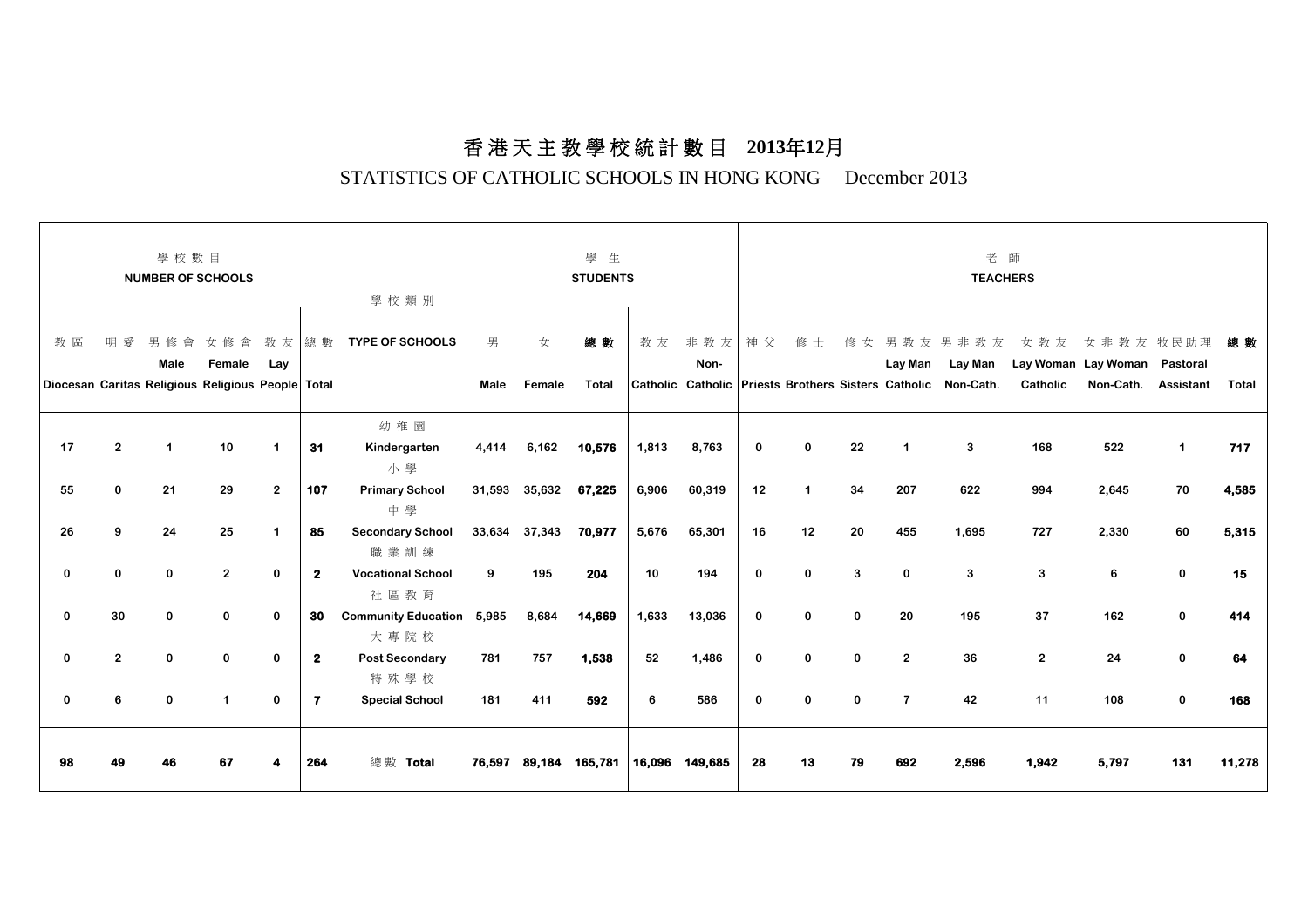# 香港天主教學校統計數目 2013年12月

## STATISTICS OF CATHOLIC SCHOOLS IN HONG KONG December 2013

| 學校數目 NUMBER OF SCHOOLS | | | | | | 學校類別 | 學生 STUDENTS | | | | | 老師 TEACHERS | | | | | | | | |
|---|---|---|---|---|---|---|---|---|---|---|---|---|---|---|---|---|---|---|---|---|
| 教區 Diocesan | 明愛 Caritas | 男修會 Male Religious | 女修會 Female Religious | 教友 Lay People | 總數 Total | TYPE OF SCHOOLS | 男 Male | 女 Female | 總數 Total | 教友 Catholic | 非教友 Non-Catholic | 神父 Priests | 修士 Brothers | 修女 Sisters | 男教友 Lay Man Catholic | 男非教友 Lay Man Non-Cath. | 女教友 Lay Woman Catholic | 女非教友 Lay Woman Non-Cath. | 牧民助理 Pastoral Assistant | 總數 Total |
| 17 | 2 | 1 | 10 | 1 | **31** | 幼稚園 Kindergarten | 4,414 | 6,162 | **10,576** | 1,813 | 8,763 | 0 | 0 | 22 | 1 | 3 | 168 | 522 | 1 | **717** |
| 55 | 0 | 21 | 29 | 2 | **107** | 小學 Primary School | 31,593 | 35,632 | **67,225** | 6,906 | 60,319 | 12 | 1 | 34 | 207 | 622 | 994 | 2,645 | 70 | **4,585** |
| 26 | 9 | 24 | 25 | 1 | **85** | 中學 Secondary School | 33,634 | 37,343 | **70,977** | 5,676 | 65,301 | 16 | 12 | 20 | 455 | 1,695 | 727 | 2,330 | 60 | **5,315** |
| 0 | 0 | 0 | 2 | 0 | **2** | 職業訓練 Vocational School | 9 | 195 | **204** | 10 | 194 | 0 | 0 | 3 | 0 | 3 | 3 | 6 | 0 | **15** |
| 0 | 30 | 0 | 0 | 0 | **30** | 社區教育 Community Education | 5,985 | 8,684 | **14,669** | 1,633 | 13,036 | 0 | 0 | 0 | 20 | 195 | 37 | 162 | 0 | **414** |
| 0 | 2 | 0 | 0 | 0 | **2** | 大專院校 Post Secondary | 781 | 757 | **1,538** | 52 | 1,486 | 0 | 0 | 0 | 2 | 36 | 2 | 24 | 0 | **64** |
| 0 | 6 | 0 | 1 | 0 | **7** | 特殊學校 Special School | 181 | 411 | **592** | 6 | 586 | 0 | 0 | 0 | 7 | 42 | 11 | 108 | 0 | **168** |
| **98** | **49** | **46** | **67** | **4** | **264** | 總數 **Total** | **76,597** | **89,184** | **165,781** | **16,096** | **149,685** | **28** | **13** | **79** | **692** | **2,596** | **1,942** | **5,797** | **131** | **11,278** |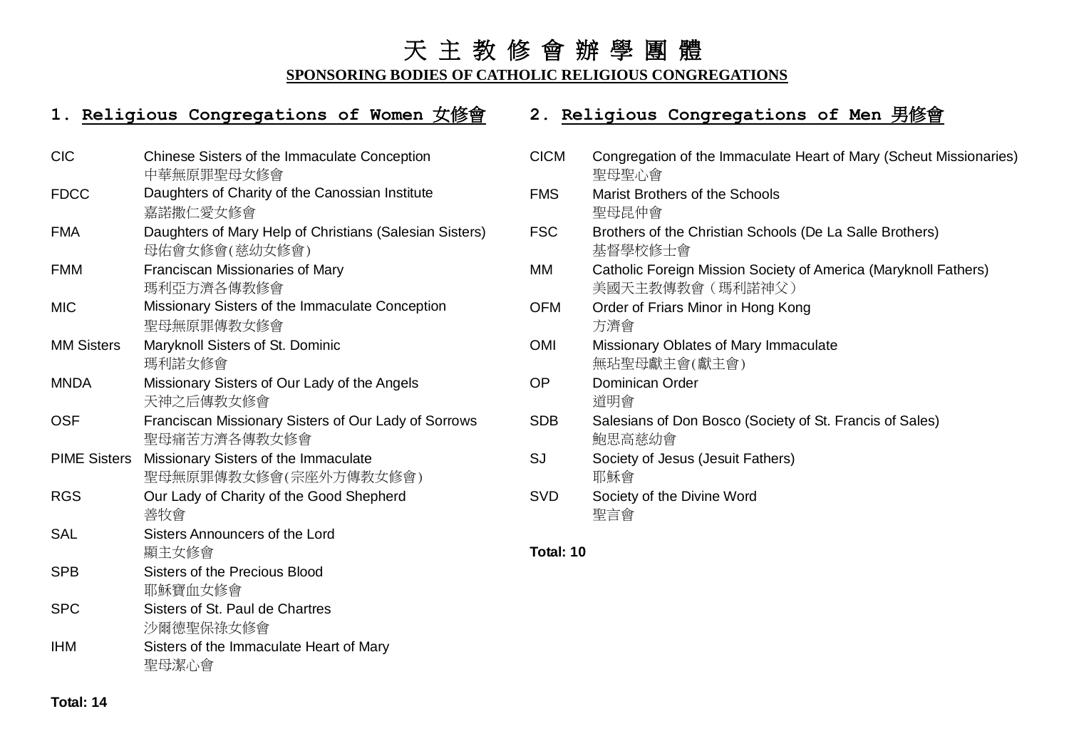# 天 主 教 修 會 辦 學 團 體

**SPONSORING BODIES OF CATHOLIC RELIGIOUS CONGREGATIONS**

## 1. Religious Congregations of Women 女修會

| | |
|---|---|
| CIC | Chinese Sisters of the Immaculate Conception<br>中華無原罪聖母女修會 |
| FDCC | Daughters of Charity of the Canossian Institute<br>嘉諾撒仁愛女修會 |
| FMA | Daughters of Mary Help of Christians (Salesian Sisters)<br>母佑會女修會(慈幼女修會) |
| FMM | Franciscan Missionaries of Mary<br>瑪利亞方濟各傳教修會 |
| MIC | Missionary Sisters of the Immaculate Conception<br>聖母無原罪傳教女修會 |
| MM Sisters | Maryknoll Sisters of St. Dominic<br>瑪利諾女修會 |
| MNDA | Missionary Sisters of Our Lady of the Angels<br>天神之后傳教女修會 |
| OSF | Franciscan Missionary Sisters of Our Lady of Sorrows<br>聖母痛苦方濟各傳教女修會 |
| PIME Sisters | Missionary Sisters of the Immaculate<br>聖母無原罪傳教女修會(宗座外方傳教女修會) |
| RGS | Our Lady of Charity of the Good Shepherd<br>善牧會 |
| SAL | Sisters Announcers of the Lord<br>顯主女修會 |
| SPB | Sisters of the Precious Blood<br>耶穌寶血女修會 |
| SPC | Sisters of St. Paul de Chartres<br>沙爾德聖保祿女修會 |
| IHM | Sisters of the Immaculate Heart of Mary<br>聖母潔心會 |

**Total: 14**

## 2. Religious Congregations of Men 男修會

| | |
|---|---|
| CICM | Congregation of the Immaculate Heart of Mary (Scheut Missionaries)<br>聖母聖心會 |
| FMS | Marist Brothers of the Schools<br>聖母昆仲會 |
| FSC | Brothers of the Christian Schools (De La Salle Brothers)<br>基督學校修士會 |
| MM | Catholic Foreign Mission Society of America (Maryknoll Fathers)<br>美國天主教傳教會（瑪利諾神父） |
| OFM | Order of Friars Minor in Hong Kong<br>方濟會 |
| OMI | Missionary Oblates of Mary Immaculate<br>無玷聖母獻主會(獻主會) |
| OP | Dominican Order<br>道明會 |
| SDB | Salesians of Don Bosco (Society of St. Francis of Sales)<br>鮑思高慈幼會 |
| SJ | Society of Jesus (Jesuit Fathers)<br>耶穌會 |
| SVD | Society of the Divine Word<br>聖言會 |

**Total: 10**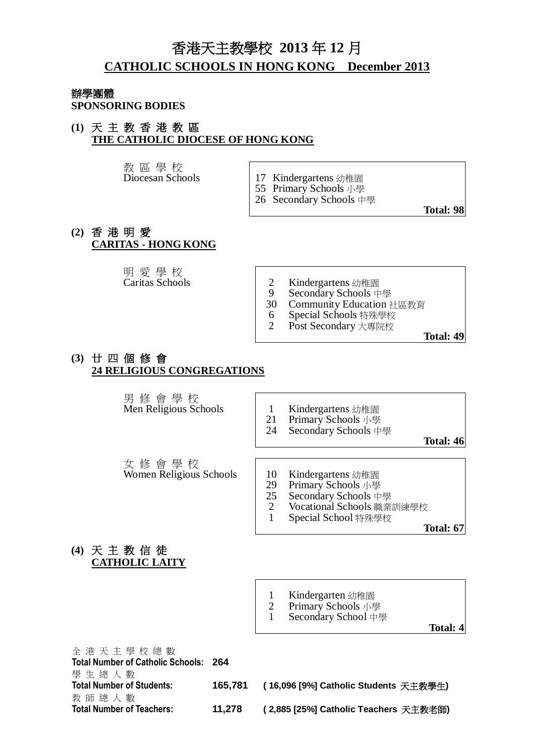# 香港天主教學校 2013 年 12 月

## CATHOLIC SCHOOLS IN HONG KONG December 2013

**辦學團體**
**SPONSORING BODIES**

### (1) 天 主 教 香 港 教 區 THE CATHOLIC DIOCESE OF HONG KONG

教 區 學 校
Diocesan Schools

- 17 Kindergartens 幼稚園
- 55 Primary Schools 小學
- 26 Secondary Schools 中學

**Total: 98**

### (2) 香 港 明 愛 CARITAS - HONG KONG

明 愛 學 校
Caritas Schools

- 2 Kindergartens 幼稚園
- 9 Secondary Schools 中學
- 30 Community Education 社區教育
- 6 Special Schools 特殊學校
- 2 Post Secondary 大專院校

**Total: 49**

### (3) 廿 四 個 修 會 24 RELIGIOUS CONGREGATIONS

男 修 會 學 校
Men Religious Schools

- 1 Kindergartens 幼稚園
- 21 Primary Schools 小學
- 24 Secondary Schools 中學

**Total: 46**

女 修 會 學 校
Women Religious Schools

- 10 Kindergartens 幼稚園
- 29 Primary Schools 小學
- 25 Secondary Schools 中學
- 2 Vocational Schools 職業訓練學校
- 1 Special School 特殊學校

**Total: 67**

### (4) 天 主 教 信 徒 CATHOLIC LAITY

- 1 Kindergarten 幼稚園
- 2 Primary Schools 小學
- 1 Secondary School 中學

**Total: 4**

全 港 天 主 學 校 總 數
**Total Number of Catholic Schools: 264**

學 生 總 人 數
**Total Number of Students: 165,781 ( 16,096 [9%] Catholic Students 天主教學生)**

教 師 總 人 數
**Total Number of Teachers: 11,278 ( 2,885 [25%] Catholic Teachers 天主教老師)**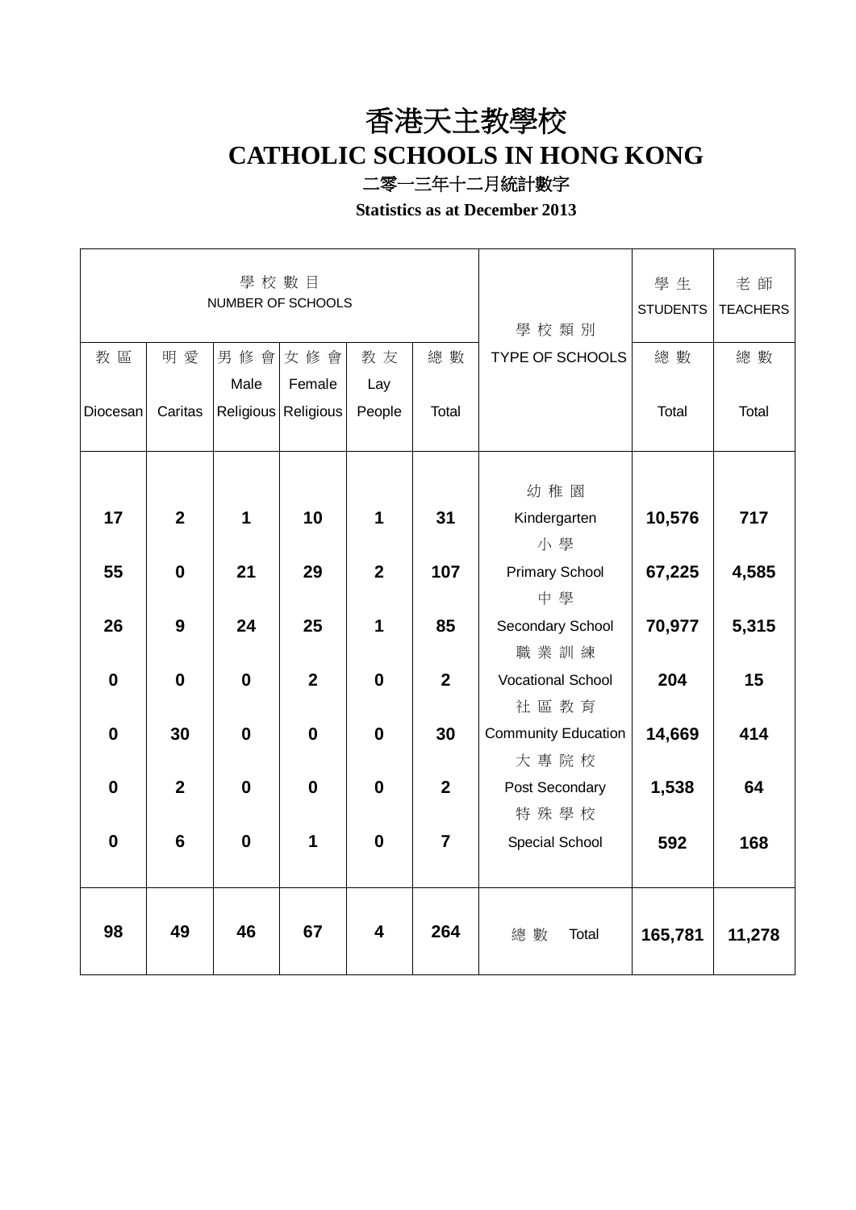# 香港天主教學校

# CATHOLIC SCHOOLS IN HONG KONG

## 二零一三年十二月統計數字

**Statistics as at December 2013**

| 學校數目 NUMBER OF SCHOOLS | | | | | | 學校類別 TYPE OF SCHOOLS | 學生 STUDENTS | 老師 TEACHERS |
|---|---|---|---|---|---|---|---|---|
| 教區 Diocesan | 明愛 Caritas | 男修會 Male Religious | 女修會 Female Religious | 教友 Lay People | 總數 Total | | 總數 Total | 總數 Total |
| **17** | **2** | **1** | **10** | **1** | **31** | 幼稚園 Kindergarten | **10,576** | **717** |
| **55** | **0** | **21** | **29** | **2** | **107** | 小學 Primary School | **67,225** | **4,585** |
| **26** | **9** | **24** | **25** | **1** | **85** | 中學 Secondary School | **70,977** | **5,315** |
| **0** | **0** | **0** | **2** | **0** | **2** | 職業訓練 Vocational School | **204** | **15** |
| **0** | **30** | **0** | **0** | **0** | **30** | 社區教育 Community Education | **14,669** | **414** |
| **0** | **2** | **0** | **0** | **0** | **2** | 大專院校 Post Secondary | **1,538** | **64** |
| **0** | **6** | **0** | **1** | **0** | **7** | 特殊學校 Special School | **592** | **168** |
| **98** | **49** | **46** | **67** | **4** | **264** | 總數 Total | **165,781** | **11,278** |